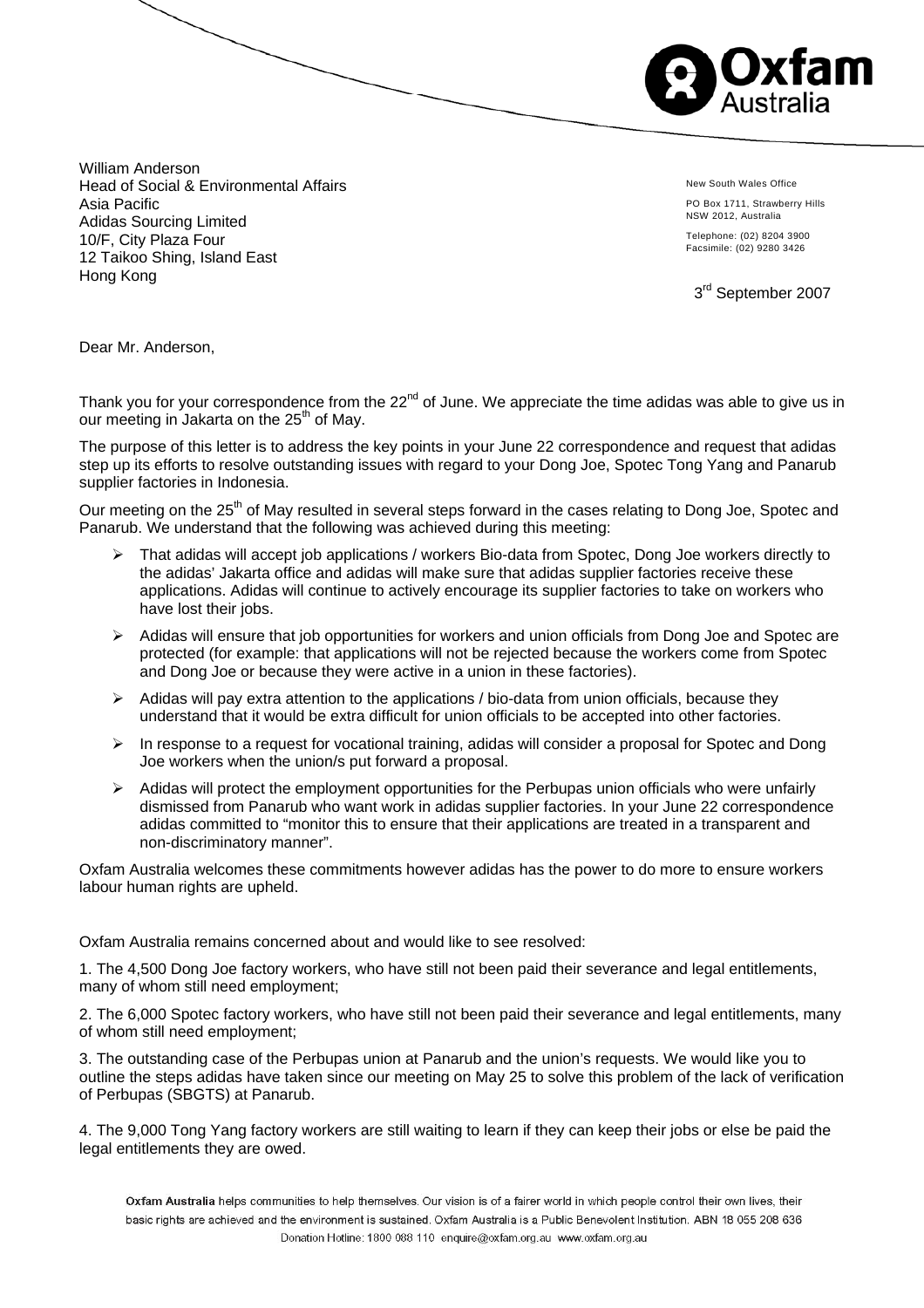William Anderson
Head of Social & Environmental Affairs
Asia Pacific
Adidas Sourcing Limited
10/F, City Plaza Four
12 Taikoo Shing, Island East
Hong Kong

New South Wales Office

PO Box 1711, Strawberry Hills
NSW 2012, Australia

Telephone: (02) 8204 3900
Facsimile: (02) 9280 3426

3rd September 2007

Dear Mr. Anderson,

Thank you for your correspondence from the 22nd of June. We appreciate the time adidas was able to give us in our meeting in Jakarta on the 25th of May.

The purpose of this letter is to address the key points in your June 22 correspondence and request that adidas step up its efforts to resolve outstanding issues with regard to your Dong Joe, Spotec Tong Yang and Panarub supplier factories in Indonesia.

Our meeting on the 25th of May resulted in several steps forward in the cases relating to Dong Joe, Spotec and Panarub. We understand that the following was achieved during this meeting:

- That adidas will accept job applications / workers Bio-data from Spotec, Dong Joe workers directly to the adidas' Jakarta office and adidas will make sure that adidas supplier factories receive these applications. Adidas will continue to actively encourage its supplier factories to take on workers who have lost their jobs.
- Adidas will ensure that job opportunities for workers and union officials from Dong Joe and Spotec are protected (for example: that applications will not be rejected because the workers come from Spotec and Dong Joe or because they were active in a union in these factories).
- Adidas will pay extra attention to the applications / bio-data from union officials, because they understand that it would be extra difficult for union officials to be accepted into other factories.
- In response to a request for vocational training, adidas will consider a proposal for Spotec and Dong Joe workers when the union/s put forward a proposal.
- Adidas will protect the employment opportunities for the Perbupas union officials who were unfairly dismissed from Panarub who want work in adidas supplier factories. In your June 22 correspondence adidas committed to "monitor this to ensure that their applications are treated in a transparent and non-discriminatory manner".

Oxfam Australia welcomes these commitments however adidas has the power to do more to ensure workers labour human rights are upheld.

Oxfam Australia remains concerned about and would like to see resolved:

1. The 4,500 Dong Joe factory workers, who have still not been paid their severance and legal entitlements, many of whom still need employment;

2. The 6,000 Spotec factory workers, who have still not been paid their severance and legal entitlements, many of whom still need employment;

3. The outstanding case of the Perbupas union at Panarub and the union's requests. We would like you to outline the steps adidas have taken since our meeting on May 25 to solve this problem of the lack of verification of Perbupas (SBGTS) at Panarub.

4. The 9,000 Tong Yang factory workers are still waiting to learn if they can keep their jobs or else be paid the legal entitlements they are owed.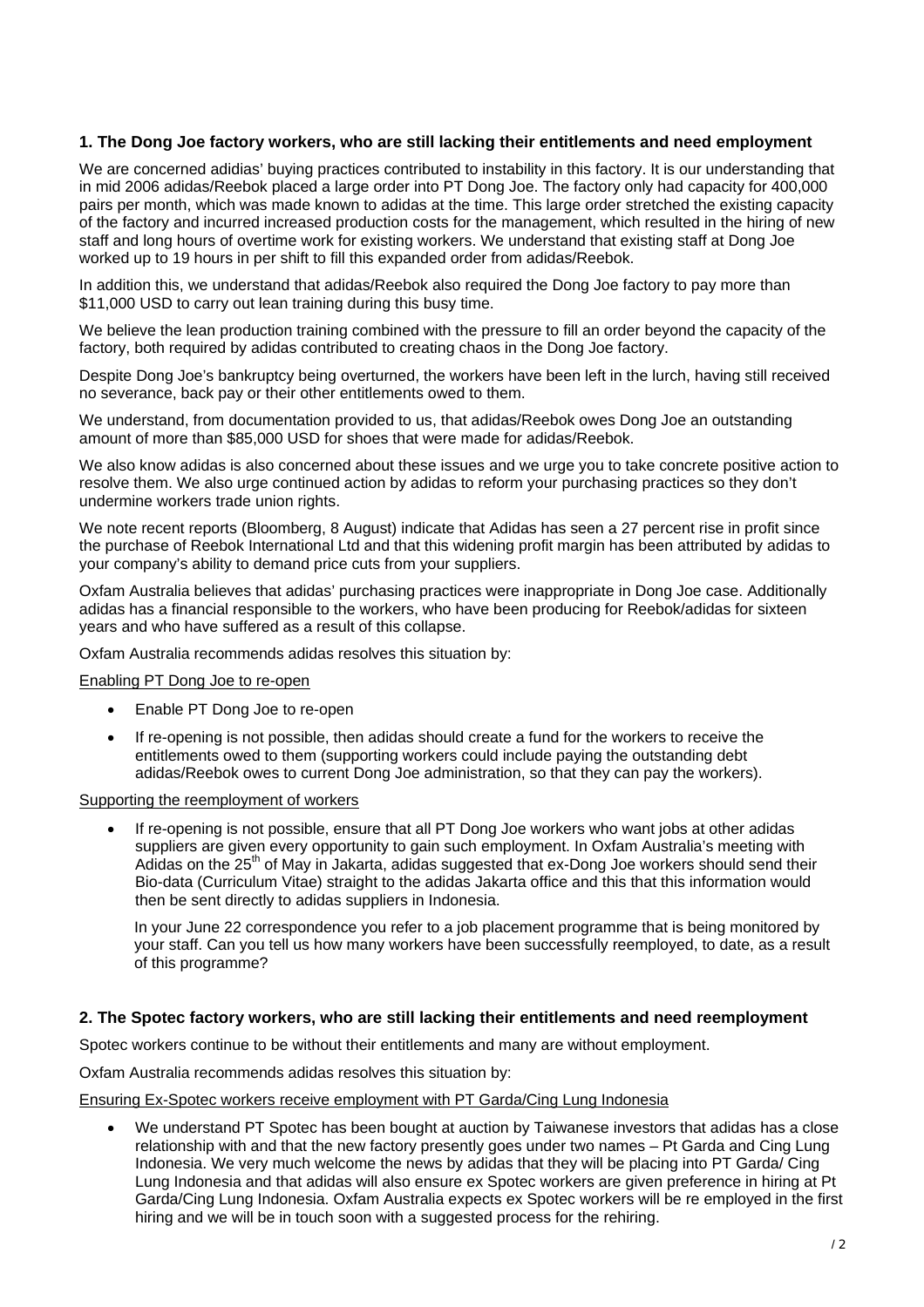### 1. The Dong Joe factory workers, who are still lacking their entitlements and need employment

We are concerned adidias' buying practices contributed to instability in this factory. It is our understanding that in mid 2006 adidas/Reebok placed a large order into PT Dong Joe. The factory only had capacity for 400,000 pairs per month, which was made known to adidas at the time. This large order stretched the existing capacity of the factory and incurred increased production costs for the management, which resulted in the hiring of new staff and long hours of overtime work for existing workers. We understand that existing staff at Dong Joe worked up to 19 hours in per shift to fill this expanded order from adidas/Reebok.

In addition this, we understand that adidas/Reebok also required the Dong Joe factory to pay more than \$11,000 USD to carry out lean training during this busy time.

We believe the lean production training combined with the pressure to fill an order beyond the capacity of the factory, both required by adidas contributed to creating chaos in the Dong Joe factory.

Despite Dong Joe's bankruptcy being overturned, the workers have been left in the lurch, having still received no severance, back pay or their other entitlements owed to them.

We understand, from documentation provided to us, that adidas/Reebok owes Dong Joe an outstanding amount of more than \$85,000 USD for shoes that were made for adidas/Reebok.

We also know adidas is also concerned about these issues and we urge you to take concrete positive action to resolve them. We also urge continued action by adidas to reform your purchasing practices so they don't undermine workers trade union rights.

We note recent reports (Bloomberg, 8 August) indicate that Adidas has seen a 27 percent rise in profit since the purchase of Reebok International Ltd and that this widening profit margin has been attributed by adidas to your company's ability to demand price cuts from your suppliers.

Oxfam Australia believes that adidas' purchasing practices were inappropriate in Dong Joe case. Additionally adidas has a financial responsible to the workers, who have been producing for Reebok/adidas for sixteen years and who have suffered as a result of this collapse.

Oxfam Australia recommends adidas resolves this situation by:

<u>Enabling PT Dong Joe to re-open</u>

- Enable PT Dong Joe to re-open
- If re-opening is not possible, then adidas should create a fund for the workers to receive the entitlements owed to them (supporting workers could include paying the outstanding debt adidas/Reebok owes to current Dong Joe administration, so that they can pay the workers).

<u>Supporting the reemployment of workers</u>

- If re-opening is not possible, ensure that all PT Dong Joe workers who want jobs at other adidas suppliers are given every opportunity to gain such employment. In Oxfam Australia's meeting with Adidas on the 25th of May in Jakarta, adidas suggested that ex-Dong Joe workers should send their Bio-data (Curriculum Vitae) straight to the adidas Jakarta office and this that this information would then be sent directly to adidas suppliers in Indonesia.

  In your June 22 correspondence you refer to a job placement programme that is being monitored by your staff. Can you tell us how many workers have been successfully reemployed, to date, as a result of this programme?

### 2. The Spotec factory workers, who are still lacking their entitlements and need reemployment

Spotec workers continue to be without their entitlements and many are without employment.

Oxfam Australia recommends adidas resolves this situation by:

<u>Ensuring Ex-Spotec workers receive employment with PT Garda/Cing Lung Indonesia</u>

- We understand PT Spotec has been bought at auction by Taiwanese investors that adidas has a close relationship with and that the new factory presently goes under two names – Pt Garda and Cing Lung Indonesia. We very much welcome the news by adidas that they will be placing into PT Garda/ Cing Lung Indonesia and that adidas will also ensure ex Spotec workers are given preference in hiring at Pt Garda/Cing Lung Indonesia. Oxfam Australia expects ex Spotec workers will be re employed in the first hiring and we will be in touch soon with a suggested process for the rehiring.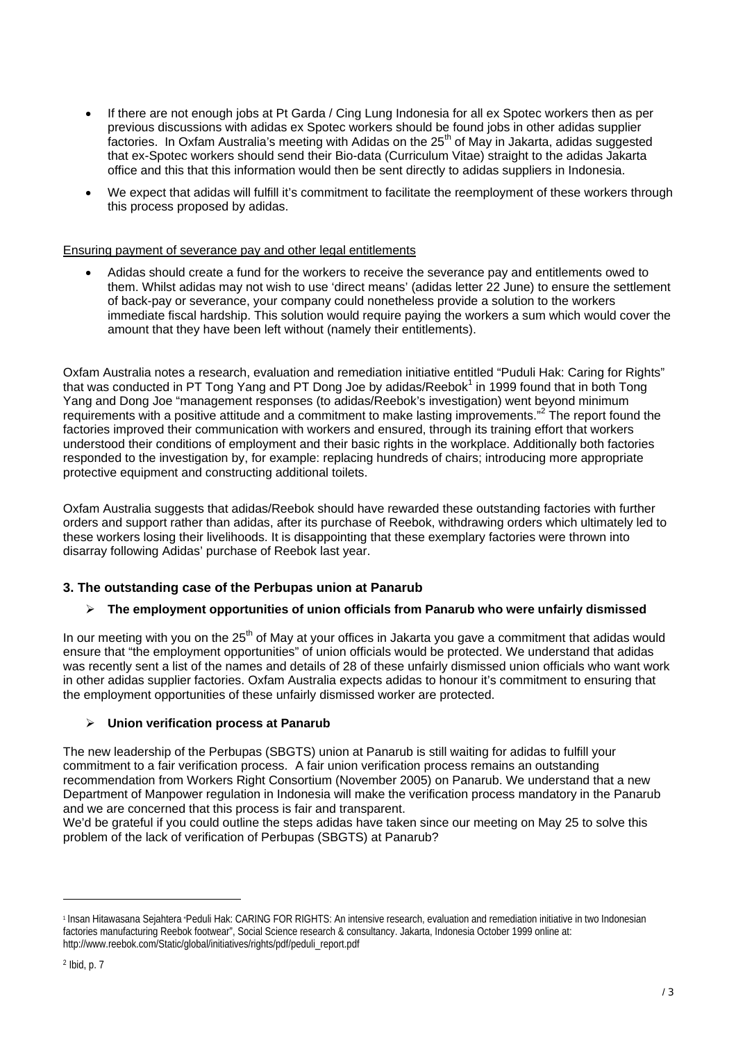- If there are not enough jobs at Pt Garda / Cing Lung Indonesia for all ex Spotec workers then as per previous discussions with adidas ex Spotec workers should be found jobs in other adidas supplier factories. In Oxfam Australia's meeting with Adidas on the 25th of May in Jakarta, adidas suggested that ex-Spotec workers should send their Bio-data (Curriculum Vitae) straight to the adidas Jakarta office and this that this information would then be sent directly to adidas suppliers in Indonesia.
- We expect that adidas will fulfill it's commitment to facilitate the reemployment of these workers through this process proposed by adidas.

Ensuring payment of severance pay and other legal entitlements

- Adidas should create a fund for the workers to receive the severance pay and entitlements owed to them. Whilst adidas may not wish to use 'direct means' (adidas letter 22 June) to ensure the settlement of back-pay or severance, your company could nonetheless provide a solution to the workers immediate fiscal hardship. This solution would require paying the workers a sum which would cover the amount that they have been left without (namely their entitlements).

Oxfam Australia notes a research, evaluation and remediation initiative entitled "Puduli Hak: Caring for Rights" that was conducted in PT Tong Yang and PT Dong Joe by adidas/Reebok[1] in 1999 found that in both Tong Yang and Dong Joe "management responses (to adidas/Reebok's investigation) went beyond minimum requirements with a positive attitude and a commitment to make lasting improvements."[2] The report found the factories improved their communication with workers and ensured, through its training effort that workers understood their conditions of employment and their basic rights in the workplace. Additionally both factories responded to the investigation by, for example: replacing hundreds of chairs; introducing more appropriate protective equipment and constructing additional toilets.

Oxfam Australia suggests that adidas/Reebok should have rewarded these outstanding factories with further orders and support rather than adidas, after its purchase of Reebok, withdrawing orders which ultimately led to these workers losing their livelihoods. It is disappointing that these exemplary factories were thrown into disarray following Adidas' purchase of Reebok last year.

### 3. The outstanding case of the Perbupas union at Panarub

- **The employment opportunities of union officials from Panarub who were unfairly dismissed**

In our meeting with you on the 25th of May at your offices in Jakarta you gave a commitment that adidas would ensure that "the employment opportunities" of union officials would be protected. We understand that adidas was recently sent a list of the names and details of 28 of these unfairly dismissed union officials who want work in other adidas supplier factories. Oxfam Australia expects adidas to honour it's commitment to ensuring that the employment opportunities of these unfairly dismissed worker are protected.

- **Union verification process at Panarub**

The new leadership of the Perbupas (SBGTS) union at Panarub is still waiting for adidas to fulfill your commitment to a fair verification process. A fair union verification process remains an outstanding recommendation from Workers Right Consortium (November 2005) on Panarub. We understand that a new Department of Manpower regulation in Indonesia will make the verification process mandatory in the Panarub and we are concerned that this process is fair and transparent.
We'd be grateful if you could outline the steps adidas have taken since our meeting on May 25 to solve this problem of the lack of verification of Perbupas (SBGTS) at Panarub?

---

[1] Insan Hitawasana Sejahtera "Peduli Hak: CARING FOR RIGHTS: An intensive research, evaluation and remediation initiative in two Indonesian factories manufacturing Reebok footwear", Social Science research & consultancy. Jakarta, Indonesia October 1999 online at: http://www.reebok.com/Static/global/initiatives/rights/pdf/peduli_report.pdf

[2] Ibid, p. 7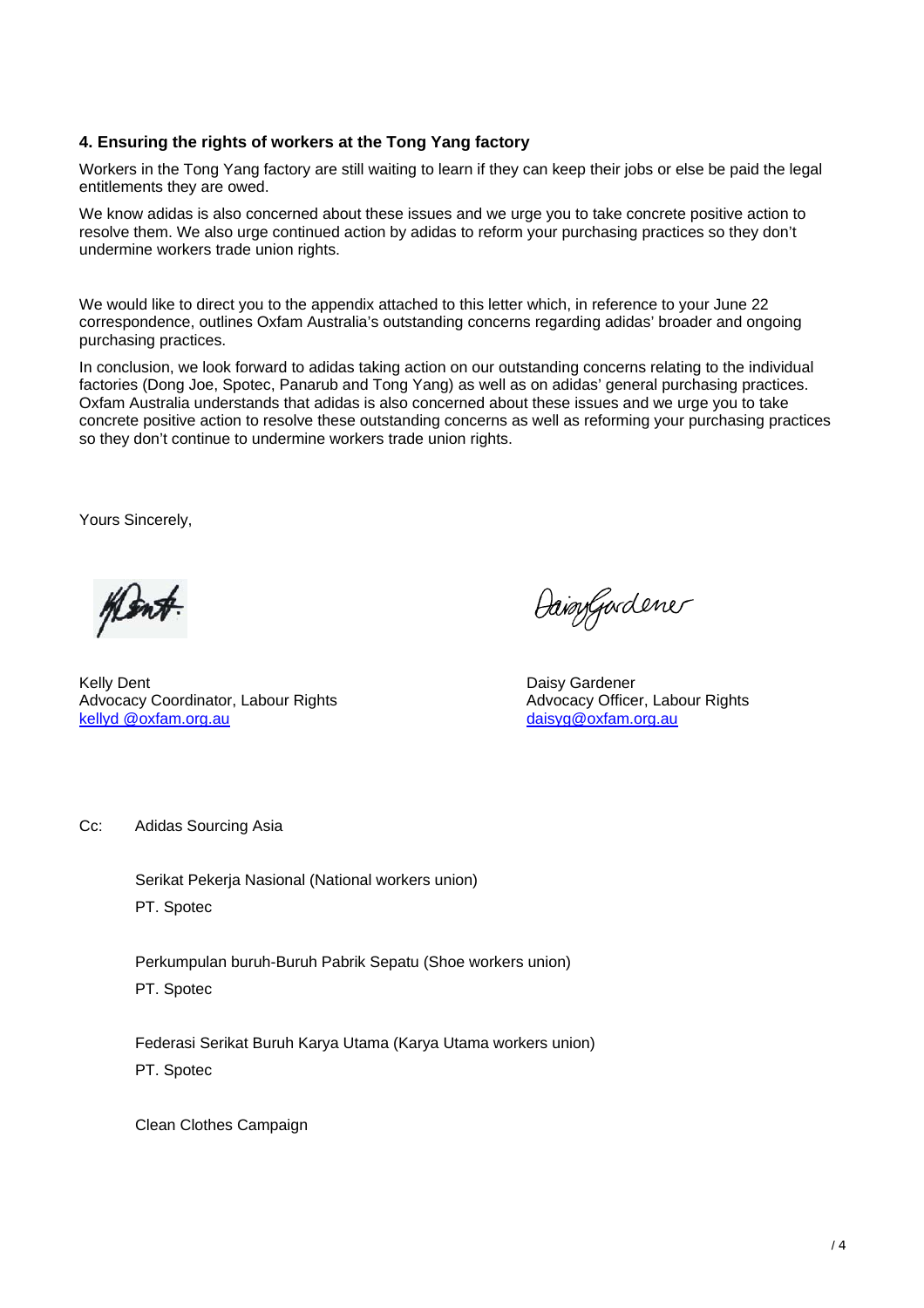### 4. Ensuring the rights of workers at the Tong Yang factory

Workers in the Tong Yang factory are still waiting to learn if they can keep their jobs or else be paid the legal entitlements they are owed.

We know adidas is also concerned about these issues and we urge you to take concrete positive action to resolve them. We also urge continued action by adidas to reform your purchasing practices so they don't undermine workers trade union rights.

We would like to direct you to the appendix attached to this letter which, in reference to your June 22 correspondence, outlines Oxfam Australia's outstanding concerns regarding adidas' broader and ongoing purchasing practices.

In conclusion, we look forward to adidas taking action on our outstanding concerns relating to the individual factories (Dong Joe, Spotec, Panarub and Tong Yang) as well as on adidas' general purchasing practices. Oxfam Australia understands that adidas is also concerned about these issues and we urge you to take concrete positive action to resolve these outstanding concerns as well as reforming your purchasing practices so they don't continue to undermine workers trade union rights.

Yours Sincerely,

Kelly Dent
Advocacy Coordinator, Labour Rights
kellyd @oxfam.org.au

Daisy Gardener
Advocacy Officer, Labour Rights
daisyg@oxfam.org.au

Cc: Adidas Sourcing Asia

Serikat Pekerja Nasional (National workers union)
PT. Spotec

Perkumpulan buruh-Buruh Pabrik Sepatu (Shoe workers union)
PT. Spotec

Federasi Serikat Buruh Karya Utama (Karya Utama workers union)
PT. Spotec

Clean Clothes Campaign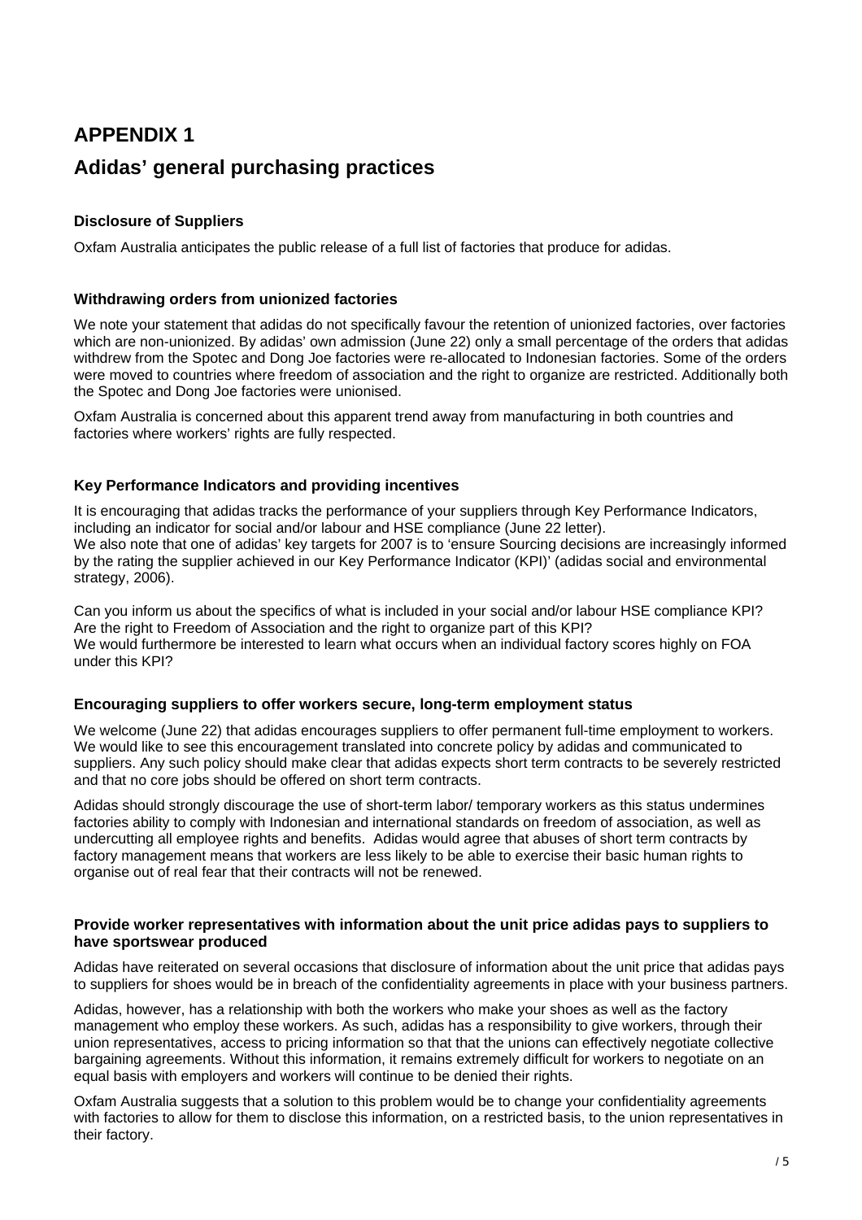# APPENDIX 1

# Adidas' general purchasing practices

### Disclosure of Suppliers

Oxfam Australia anticipates the public release of a full list of factories that produce for adidas.

### Withdrawing orders from unionized factories

We note your statement that adidas do not specifically favour the retention of unionized factories, over factories which are non-unionized. By adidas' own admission (June 22) only a small percentage of the orders that adidas withdrew from the Spotec and Dong Joe factories were re-allocated to Indonesian factories. Some of the orders were moved to countries where freedom of association and the right to organize are restricted. Additionally both the Spotec and Dong Joe factories were unionised.

Oxfam Australia is concerned about this apparent trend away from manufacturing in both countries and factories where workers' rights are fully respected.

### Key Performance Indicators and providing incentives

It is encouraging that adidas tracks the performance of your suppliers through Key Performance Indicators, including an indicator for social and/or labour and HSE compliance (June 22 letter).
We also note that one of adidas' key targets for 2007 is to 'ensure Sourcing decisions are increasingly informed by the rating the supplier achieved in our Key Performance Indicator (KPI)' (adidas social and environmental strategy, 2006).

Can you inform us about the specifics of what is included in your social and/or labour HSE compliance KPI? Are the right to Freedom of Association and the right to organize part of this KPI?
We would furthermore be interested to learn what occurs when an individual factory scores highly on FOA under this KPI?

### Encouraging suppliers to offer workers secure, long-term employment status

We welcome (June 22) that adidas encourages suppliers to offer permanent full-time employment to workers. We would like to see this encouragement translated into concrete policy by adidas and communicated to suppliers. Any such policy should make clear that adidas expects short term contracts to be severely restricted and that no core jobs should be offered on short term contracts.

Adidas should strongly discourage the use of short-term labor/ temporary workers as this status undermines factories ability to comply with Indonesian and international standards on freedom of association, as well as undercutting all employee rights and benefits. Adidas would agree that abuses of short term contracts by factory management means that workers are less likely to be able to exercise their basic human rights to organise out of real fear that their contracts will not be renewed.

### Provide worker representatives with information about the unit price adidas pays to suppliers to have sportswear produced

Adidas have reiterated on several occasions that disclosure of information about the unit price that adidas pays to suppliers for shoes would be in breach of the confidentiality agreements in place with your business partners.

Adidas, however, has a relationship with both the workers who make your shoes as well as the factory management who employ these workers. As such, adidas has a responsibility to give workers, through their union representatives, access to pricing information so that that the unions can effectively negotiate collective bargaining agreements. Without this information, it remains extremely difficult for workers to negotiate on an equal basis with employers and workers will continue to be denied their rights.

Oxfam Australia suggests that a solution to this problem would be to change your confidentiality agreements with factories to allow for them to disclose this information, on a restricted basis, to the union representatives in their factory.